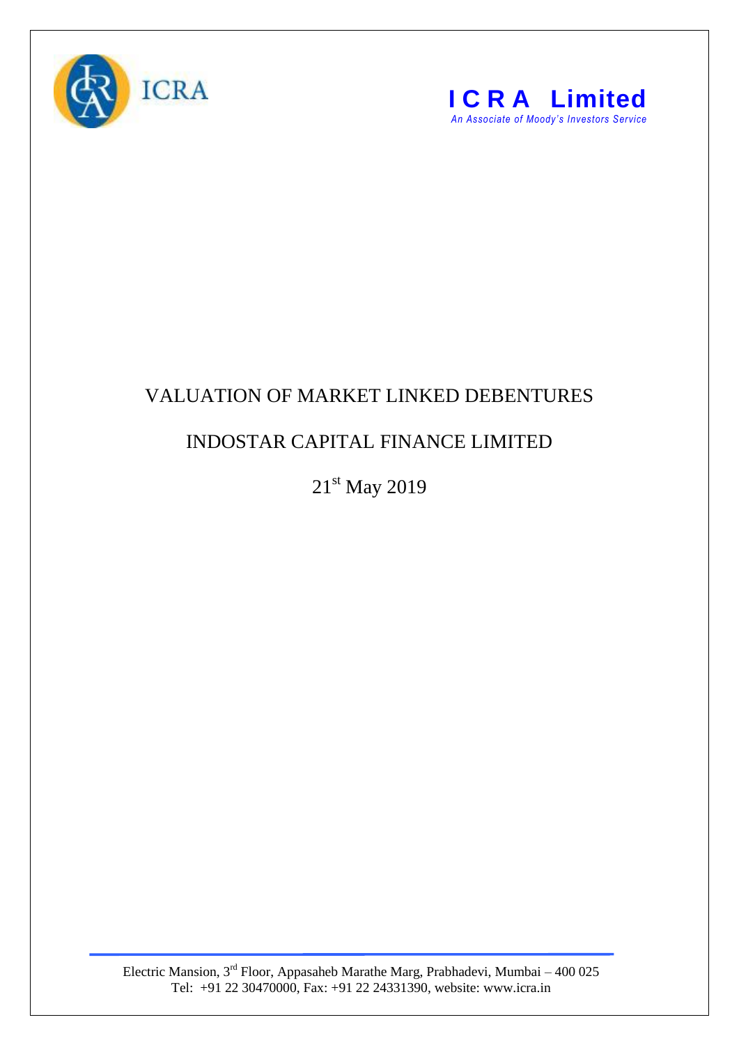ICRA

**I C R A Limited**

*An Associate of Moody's Investors Service*

# VALUATION OF MARKET LINKED DEBENTURES

## INDOSTAR CAPITAL FINANCE LIMITED

21st May 2019

Electric Mansion, 3rd Floor, Appasaheb Marathe Marg, Prabhadevi, Mumbai – 400 025
Tel: +91 22 30470000, Fax: +91 22 24331390, website: www.icra.in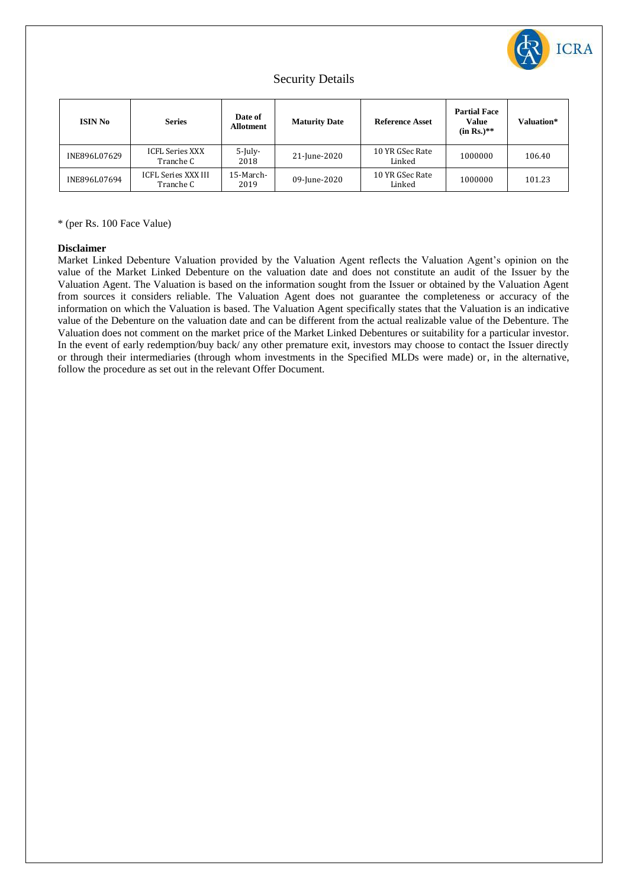## Security Details

| ISIN No | Series | Date of Allotment | Maturity Date | Reference Asset | Partial Face Value (in Rs.)** | Valuation* |
|---|---|---|---|---|---|---|
| INE896L07629 | ICFL Series XXX Tranche C | 5-July-2018 | 21-June-2020 | 10 YR GSec Rate Linked | 1000000 | 106.40 |
| INE896L07694 | ICFL Series XXX III Tranche C | 15-March-2019 | 09-June-2020 | 10 YR GSec Rate Linked | 1000000 | 101.23 |

* (per Rs. 100 Face Value)

**Disclaimer**

Market Linked Debenture Valuation provided by the Valuation Agent reflects the Valuation Agent's opinion on the value of the Market Linked Debenture on the valuation date and does not constitute an audit of the Issuer by the Valuation Agent. The Valuation is based on the information sought from the Issuer or obtained by the Valuation Agent from sources it considers reliable. The Valuation Agent does not guarantee the completeness or accuracy of the information on which the Valuation is based. The Valuation Agent specifically states that the Valuation is an indicative value of the Debenture on the valuation date and can be different from the actual realizable value of the Debenture. The Valuation does not comment on the market price of the Market Linked Debentures or suitability for a particular investor. In the event of early redemption/buy back/ any other premature exit, investors may choose to contact the Issuer directly or through their intermediaries (through whom investments in the Specified MLDs were made) or, in the alternative, follow the procedure as set out in the relevant Offer Document.